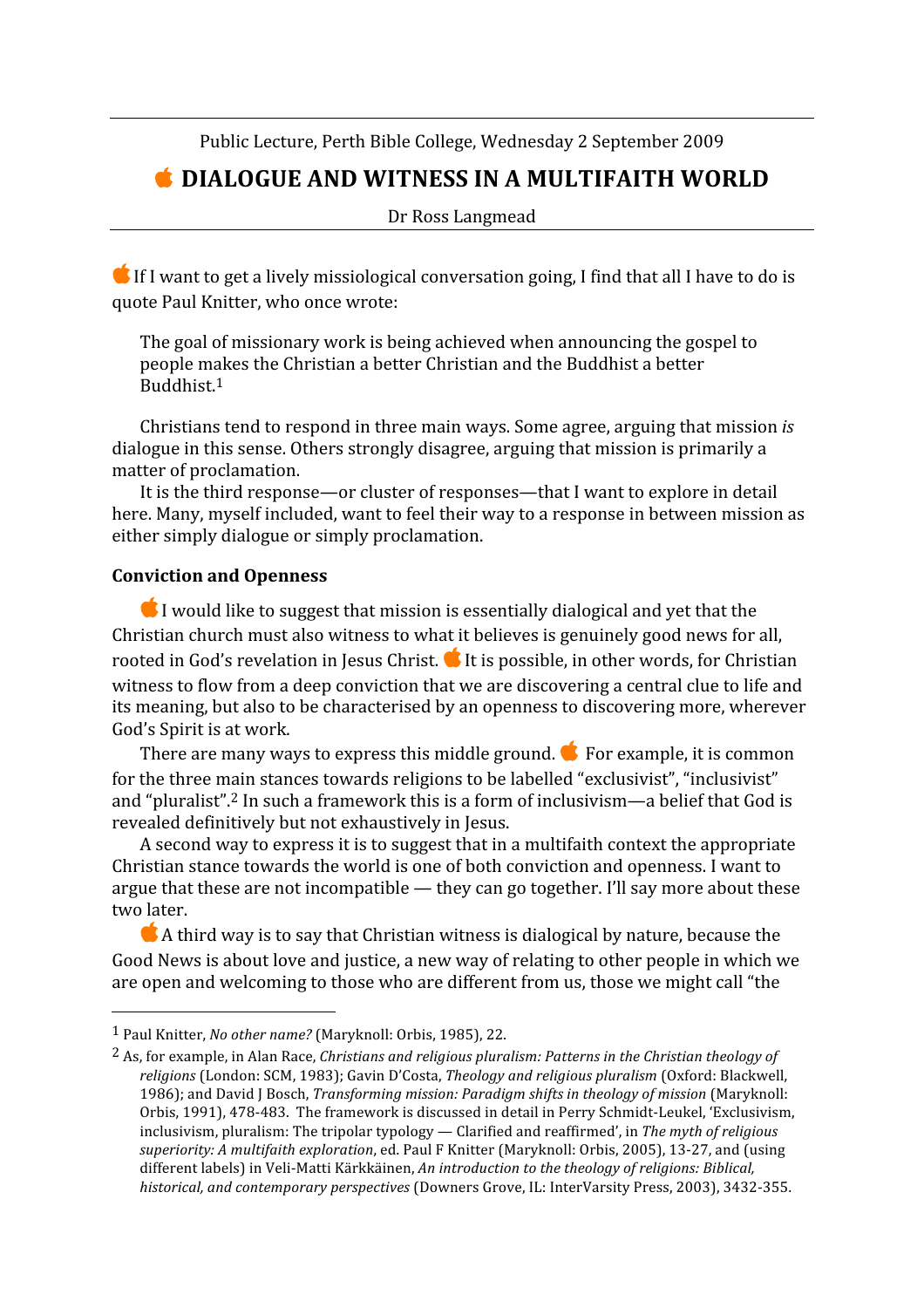Public Lecture, Perth Bible College, Wednesday 2 September 2009

# DIALOGUE AND WITNESS IN A MULTIFAITH WORLD

Dr Ross Langmead

If I want to get a lively missiological conversation going, I find that all I have to do is quote Paul Knitter, who once wrote:

> The goal of missionary work is being achieved when announcing the gospel to people makes the Christian a better Christian and the Buddhist a better Buddhist.[1]

Christians tend to respond in three main ways. Some agree, arguing that mission *is* dialogue in this sense. Others strongly disagree, arguing that mission is primarily a matter of proclamation.

It is the third response—or cluster of responses—that I want to explore in detail here. Many, myself included, want to feel their way to a response in between mission as either simply dialogue or simply proclamation.

## Conviction and Openness

I would like to suggest that mission is essentially dialogical and yet that the Christian church must also witness to what it believes is genuinely good news for all, rooted in God's revelation in Jesus Christ. It is possible, in other words, for Christian witness to flow from a deep conviction that we are discovering a central clue to life and its meaning, but also to be characterised by an openness to discovering more, wherever God's Spirit is at work.

There are many ways to express this middle ground. For example, it is common for the three main stances towards religions to be labelled "exclusivist", "inclusivist" and "pluralist".[2] In such a framework this is a form of inclusivism—a belief that God is revealed definitively but not exhaustively in Jesus.

A second way to express it is to suggest that in a multifaith context the appropriate Christian stance towards the world is one of both conviction and openness. I want to argue that these are not incompatible — they can go together. I'll say more about these two later.

A third way is to say that Christian witness is dialogical by nature, because the Good News is about love and justice, a new way of relating to other people in which we are open and welcoming to those who are different from us, those we might call "the

---

[1] Paul Knitter, *No other name?* (Maryknoll: Orbis, 1985), 22.

[2] As, for example, in Alan Race, *Christians and religious pluralism: Patterns in the Christian theology of religions* (London: SCM, 1983); Gavin D'Costa, *Theology and religious pluralism* (Oxford: Blackwell, 1986); and David J Bosch, *Transforming mission: Paradigm shifts in theology of mission* (Maryknoll: Orbis, 1991), 478-483. The framework is discussed in detail in Perry Schmidt-Leukel, 'Exclusivism, inclusivism, pluralism: The tripolar typology — Clarified and reaffirmed', in *The myth of religious superiority: A multifaith exploration*, ed. Paul F Knitter (Maryknoll: Orbis, 2005), 13-27, and (using different labels) in Veli-Matti Kärkkäinen, *An introduction to the theology of religions: Biblical, historical, and contemporary perspectives* (Downers Grove, IL: InterVarsity Press, 2003), 3432-355.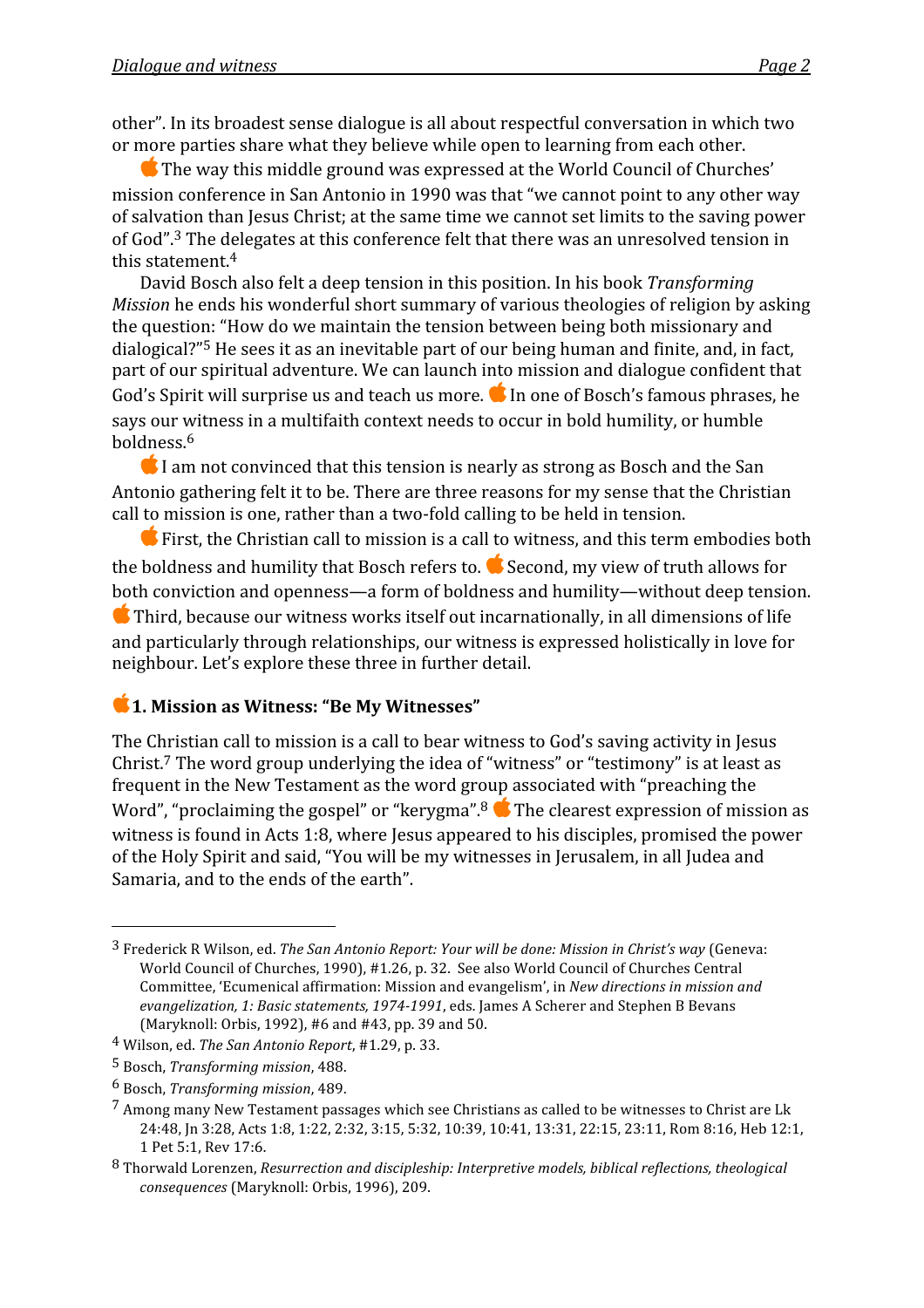other". In its broadest sense dialogue is all about respectful conversation in which two or more parties share what they believe while open to learning from each other.

The way this middle ground was expressed at the World Council of Churches' mission conference in San Antonio in 1990 was that "we cannot point to any other way of salvation than Jesus Christ; at the same time we cannot set limits to the saving power of God".[3] The delegates at this conference felt that there was an unresolved tension in this statement.[4]

David Bosch also felt a deep tension in this position. In his book *Transforming Mission* he ends his wonderful short summary of various theologies of religion by asking the question: "How do we maintain the tension between being both missionary and dialogical?"[5] He sees it as an inevitable part of our being human and finite, and, in fact, part of our spiritual adventure. We can launch into mission and dialogue confident that God's Spirit will surprise us and teach us more. In one of Bosch's famous phrases, he says our witness in a multifaith context needs to occur in bold humility, or humble boldness.[6]

I am not convinced that this tension is nearly as strong as Bosch and the San Antonio gathering felt it to be. There are three reasons for my sense that the Christian call to mission is one, rather than a two-fold calling to be held in tension.

First, the Christian call to mission is a call to witness, and this term embodies both the boldness and humility that Bosch refers to. Second, my view of truth allows for both conviction and openness—a form of boldness and humility—without deep tension. Third, because our witness works itself out incarnationally, in all dimensions of life and particularly through relationships, our witness is expressed holistically in love for neighbour. Let's explore these three in further detail.

### 1. Mission as Witness: "Be My Witnesses"

The Christian call to mission is a call to bear witness to God's saving activity in Jesus Christ.[7] The word group underlying the idea of "witness" or "testimony" is at least as frequent in the New Testament as the word group associated with "preaching the Word", "proclaiming the gospel" or "kerygma".[8] The clearest expression of mission as witness is found in Acts 1:8, where Jesus appeared to his disciples, promised the power of the Holy Spirit and said, "You will be my witnesses in Jerusalem, in all Judea and Samaria, and to the ends of the earth".

---

[3] Frederick R Wilson, ed. *The San Antonio Report: Your will be done: Mission in Christ's way* (Geneva: World Council of Churches, 1990), #1.26, p. 32. See also World Council of Churches Central Committee, 'Ecumenical affirmation: Mission and evangelism', in *New directions in mission and evangelization, 1: Basic statements, 1974-1991*, eds. James A Scherer and Stephen B Bevans (Maryknoll: Orbis, 1992), #6 and #43, pp. 39 and 50.

[4] Wilson, ed. *The San Antonio Report*, #1.29, p. 33.

[5] Bosch, *Transforming mission*, 488.

[6] Bosch, *Transforming mission*, 489.

[7] Among many New Testament passages which see Christians as called to be witnesses to Christ are Lk 24:48, Jn 3:28, Acts 1:8, 1:22, 2:32, 3:15, 5:32, 10:39, 10:41, 13:31, 22:15, 23:11, Rom 8:16, Heb 12:1, 1 Pet 5:1, Rev 17:6.

[8] Thorwald Lorenzen, *Resurrection and discipleship: Interpretive models, biblical reflections, theological consequences* (Maryknoll: Orbis, 1996), 209.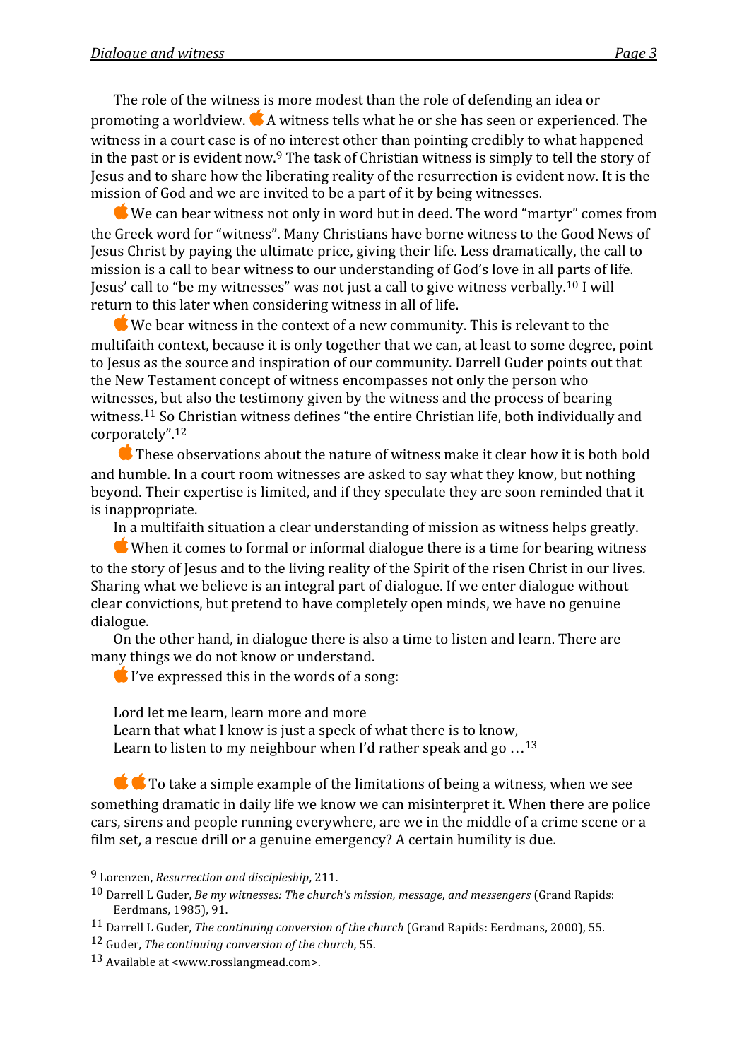The role of the witness is more modest than the role of defending an idea or promoting a worldview. A witness tells what he or she has seen or experienced. The witness in a court case is of no interest other than pointing credibly to what happened in the past or is evident now.[9] The task of Christian witness is simply to tell the story of Jesus and to share how the liberating reality of the resurrection is evident now. It is the mission of God and we are invited to be a part of it by being witnesses.

We can bear witness not only in word but in deed. The word "martyr" comes from the Greek word for "witness". Many Christians have borne witness to the Good News of Jesus Christ by paying the ultimate price, giving their life. Less dramatically, the call to mission is a call to bear witness to our understanding of God's love in all parts of life. Jesus' call to "be my witnesses" was not just a call to give witness verbally.[10] I will return to this later when considering witness in all of life.

We bear witness in the context of a new community. This is relevant to the multifaith context, because it is only together that we can, at least to some degree, point to Jesus as the source and inspiration of our community. Darrell Guder points out that the New Testament concept of witness encompasses not only the person who witnesses, but also the testimony given by the witness and the process of bearing witness.[11] So Christian witness defines "the entire Christian life, both individually and corporately".[12]

These observations about the nature of witness make it clear how it is both bold and humble. In a court room witnesses are asked to say what they know, but nothing beyond. Their expertise is limited, and if they speculate they are soon reminded that it is inappropriate.

In a multifaith situation a clear understanding of mission as witness helps greatly.

When it comes to formal or informal dialogue there is a time for bearing witness to the story of Jesus and to the living reality of the Spirit of the risen Christ in our lives. Sharing what we believe is an integral part of dialogue. If we enter dialogue without clear convictions, but pretend to have completely open minds, we have no genuine dialogue.

On the other hand, in dialogue there is also a time to listen and learn. There are many things we do not know or understand.

I've expressed this in the words of a song:

> Lord let me learn, learn more and more
> Learn that what I know is just a speck of what there is to know,
> Learn to listen to my neighbour when I'd rather speak and go …[13]

To take a simple example of the limitations of being a witness, when we see something dramatic in daily life we know we can misinterpret it. When there are police cars, sirens and people running everywhere, are we in the middle of a crime scene or a film set, a rescue drill or a genuine emergency? A certain humility is due.

---

[9] Lorenzen, *Resurrection and discipleship*, 211.

[10] Darrell L Guder, *Be my witnesses: The church's mission, message, and messengers* (Grand Rapids: Eerdmans, 1985), 91.

[11] Darrell L Guder, *The continuing conversion of the church* (Grand Rapids: Eerdmans, 2000), 55.

[12] Guder, *The continuing conversion of the church*, 55.

[13] Available at <www.rosslangmead.com>.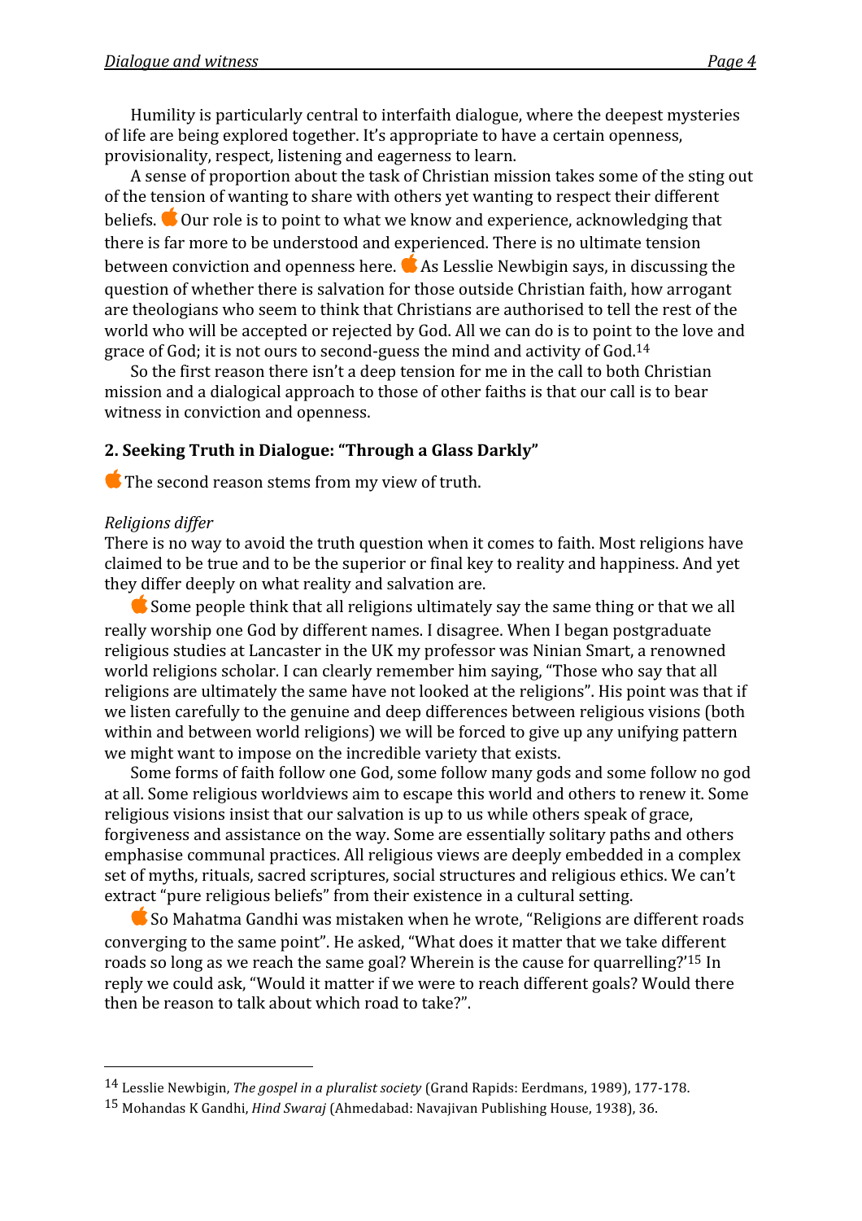Humility is particularly central to interfaith dialogue, where the deepest mysteries of life are being explored together. It's appropriate to have a certain openness, provisionality, respect, listening and eagerness to learn.

A sense of proportion about the task of Christian mission takes some of the sting out of the tension of wanting to share with others yet wanting to respect their different beliefs. Our role is to point to what we know and experience, acknowledging that there is far more to be understood and experienced. There is no ultimate tension between conviction and openness here. As Lesslie Newbigin says, in discussing the question of whether there is salvation for those outside Christian faith, how arrogant are theologians who seem to think that Christians are authorised to tell the rest of the world who will be accepted or rejected by God. All we can do is to point to the love and grace of God; it is not ours to second-guess the mind and activity of God.[14]

So the first reason there isn't a deep tension for me in the call to both Christian mission and a dialogical approach to those of other faiths is that our call is to bear witness in conviction and openness.

## 2. Seeking Truth in Dialogue: "Through a Glass Darkly"

The second reason stems from my view of truth.

*Religions differ*

There is no way to avoid the truth question when it comes to faith. Most religions have claimed to be true and to be the superior or final key to reality and happiness. And yet they differ deeply on what reality and salvation are.

Some people think that all religions ultimately say the same thing or that we all really worship one God by different names. I disagree. When I began postgraduate religious studies at Lancaster in the UK my professor was Ninian Smart, a renowned world religions scholar. I can clearly remember him saying, "Those who say that all religions are ultimately the same have not looked at the religions". His point was that if we listen carefully to the genuine and deep differences between religious visions (both within and between world religions) we will be forced to give up any unifying pattern we might want to impose on the incredible variety that exists.

Some forms of faith follow one God, some follow many gods and some follow no god at all. Some religious worldviews aim to escape this world and others to renew it. Some religious visions insist that our salvation is up to us while others speak of grace, forgiveness and assistance on the way. Some are essentially solitary paths and others emphasise communal practices. All religious views are deeply embedded in a complex set of myths, rituals, sacred scriptures, social structures and religious ethics. We can't extract "pure religious beliefs" from their existence in a cultural setting.

So Mahatma Gandhi was mistaken when he wrote, "Religions are different roads converging to the same point". He asked, "What does it matter that we take different roads so long as we reach the same goal? Wherein is the cause for quarrelling?'[15] In reply we could ask, "Would it matter if we were to reach different goals? Would there then be reason to talk about which road to take?".

---

[14] Lesslie Newbigin, *The gospel in a pluralist society* (Grand Rapids: Eerdmans, 1989), 177-178.

[15] Mohandas K Gandhi, *Hind Swaraj* (Ahmedabad: Navajivan Publishing House, 1938), 36.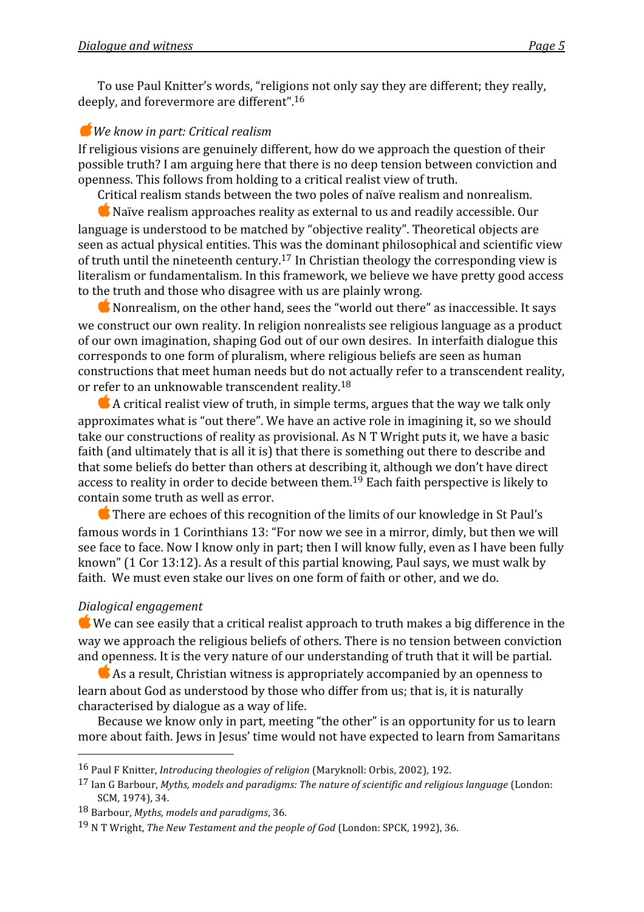To use Paul Knitter's words, "religions not only say they are different; they really, deeply, and forevermore are different".[16]

### *We know in part: Critical realism*

If religious visions are genuinely different, how do we approach the question of their possible truth? I am arguing here that there is no deep tension between conviction and openness. This follows from holding to a critical realist view of truth.

Critical realism stands between the two poles of naïve realism and nonrealism.

Naïve realism approaches reality as external to us and readily accessible. Our language is understood to be matched by "objective reality". Theoretical objects are seen as actual physical entities. This was the dominant philosophical and scientific view of truth until the nineteenth century.[17] In Christian theology the corresponding view is literalism or fundamentalism. In this framework, we believe we have pretty good access to the truth and those who disagree with us are plainly wrong.

Nonrealism, on the other hand, sees the "world out there" as inaccessible. It says we construct our own reality. In religion nonrealists see religious language as a product of our own imagination, shaping God out of our own desires. In interfaith dialogue this corresponds to one form of pluralism, where religious beliefs are seen as human constructions that meet human needs but do not actually refer to a transcendent reality, or refer to an unknowable transcendent reality.[18]

A critical realist view of truth, in simple terms, argues that the way we talk only approximates what is "out there". We have an active role in imagining it, so we should take our constructions of reality as provisional. As N T Wright puts it, we have a basic faith (and ultimately that is all it is) that there is something out there to describe and that some beliefs do better than others at describing it, although we don't have direct access to reality in order to decide between them.[19] Each faith perspective is likely to contain some truth as well as error.

There are echoes of this recognition of the limits of our knowledge in St Paul's famous words in 1 Corinthians 13: "For now we see in a mirror, dimly, but then we will see face to face. Now I know only in part; then I will know fully, even as I have been fully known" (1 Cor 13:12). As a result of this partial knowing, Paul says, we must walk by faith. We must even stake our lives on one form of faith or other, and we do.

### *Dialogical engagement*

We can see easily that a critical realist approach to truth makes a big difference in the way we approach the religious beliefs of others. There is no tension between conviction and openness. It is the very nature of our understanding of truth that it will be partial.

As a result, Christian witness is appropriately accompanied by an openness to learn about God as understood by those who differ from us; that is, it is naturally characterised by dialogue as a way of life.

Because we know only in part, meeting "the other" is an opportunity for us to learn more about faith. Jews in Jesus' time would not have expected to learn from Samaritans

---

[16] Paul F Knitter, *Introducing theologies of religion* (Maryknoll: Orbis, 2002), 192.

[17] Ian G Barbour, *Myths, models and paradigms: The nature of scientific and religious language* (London: SCM, 1974), 34.

[18] Barbour, *Myths, models and paradigms*, 36.

[19] N T Wright, *The New Testament and the people of God* (London: SPCK, 1992), 36.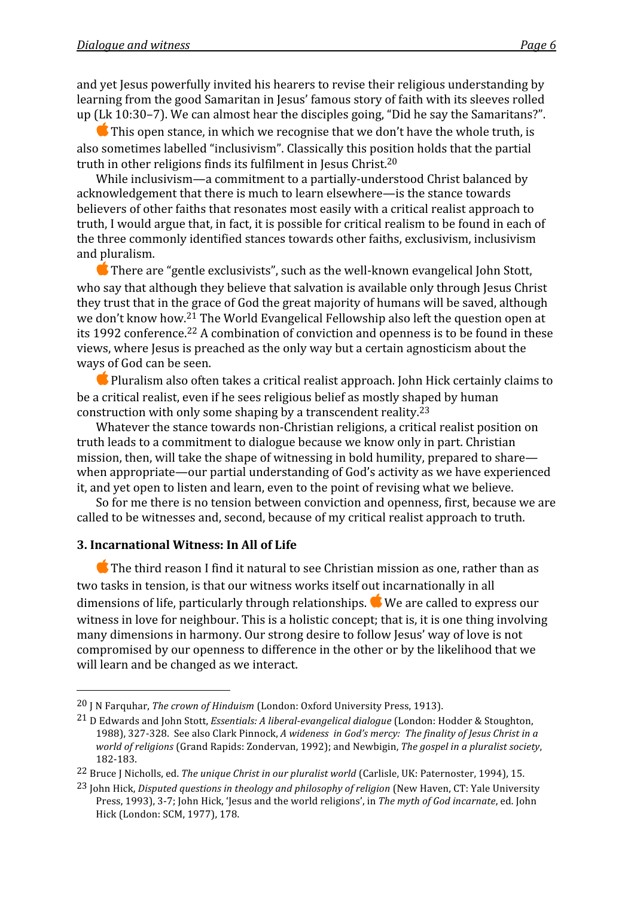and yet Jesus powerfully invited his hearers to revise their religious understanding by learning from the good Samaritan in Jesus' famous story of faith with its sleeves rolled up (Lk 10:30–7). We can almost hear the disciples going, "Did he say the Samaritans?".

This open stance, in which we recognise that we don't have the whole truth, is also sometimes labelled "inclusivism". Classically this position holds that the partial truth in other religions finds its fulfilment in Jesus Christ.[20]

While inclusivism—a commitment to a partially-understood Christ balanced by acknowledgement that there is much to learn elsewhere—is the stance towards believers of other faiths that resonates most easily with a critical realist approach to truth, I would argue that, in fact, it is possible for critical realism to be found in each of the three commonly identified stances towards other faiths, exclusivism, inclusivism and pluralism.

There are "gentle exclusivists", such as the well-known evangelical John Stott, who say that although they believe that salvation is available only through Jesus Christ they trust that in the grace of God the great majority of humans will be saved, although we don't know how.[21] The World Evangelical Fellowship also left the question open at its 1992 conference.[22] A combination of conviction and openness is to be found in these views, where Jesus is preached as the only way but a certain agnosticism about the ways of God can be seen.

Pluralism also often takes a critical realist approach. John Hick certainly claims to be a critical realist, even if he sees religious belief as mostly shaped by human construction with only some shaping by a transcendent reality.[23]

Whatever the stance towards non-Christian religions, a critical realist position on truth leads to a commitment to dialogue because we know only in part. Christian mission, then, will take the shape of witnessing in bold humility, prepared to share—when appropriate—our partial understanding of God's activity as we have experienced it, and yet open to listen and learn, even to the point of revising what we believe.

So for me there is no tension between conviction and openness, first, because we are called to be witnesses and, second, because of my critical realist approach to truth.

### 3. Incarnational Witness: In All of Life

The third reason I find it natural to see Christian mission as one, rather than as two tasks in tension, is that our witness works itself out incarnationally in all dimensions of life, particularly through relationships. We are called to express our witness in love for neighbour. This is a holistic concept; that is, it is one thing involving many dimensions in harmony. Our strong desire to follow Jesus' way of love is not compromised by our openness to difference in the other or by the likelihood that we will learn and be changed as we interact.

---

[20] J N Farquhar, *The crown of Hinduism* (London: Oxford University Press, 1913).

[21] D Edwards and John Stott, *Essentials: A liberal-evangelical dialogue* (London: Hodder & Stoughton, 1988), 327-328. See also Clark Pinnock, *A wideness in God's mercy: The finality of Jesus Christ in a world of religions* (Grand Rapids: Zondervan, 1992); and Newbigin, *The gospel in a pluralist society*, 182-183.

[22] Bruce J Nicholls, ed. *The unique Christ in our pluralist world* (Carlisle, UK: Paternoster, 1994), 15.

[23] John Hick, *Disputed questions in theology and philosophy of religion* (New Haven, CT: Yale University Press, 1993), 3-7; John Hick, 'Jesus and the world religions', in *The myth of God incarnate*, ed. John Hick (London: SCM, 1977), 178.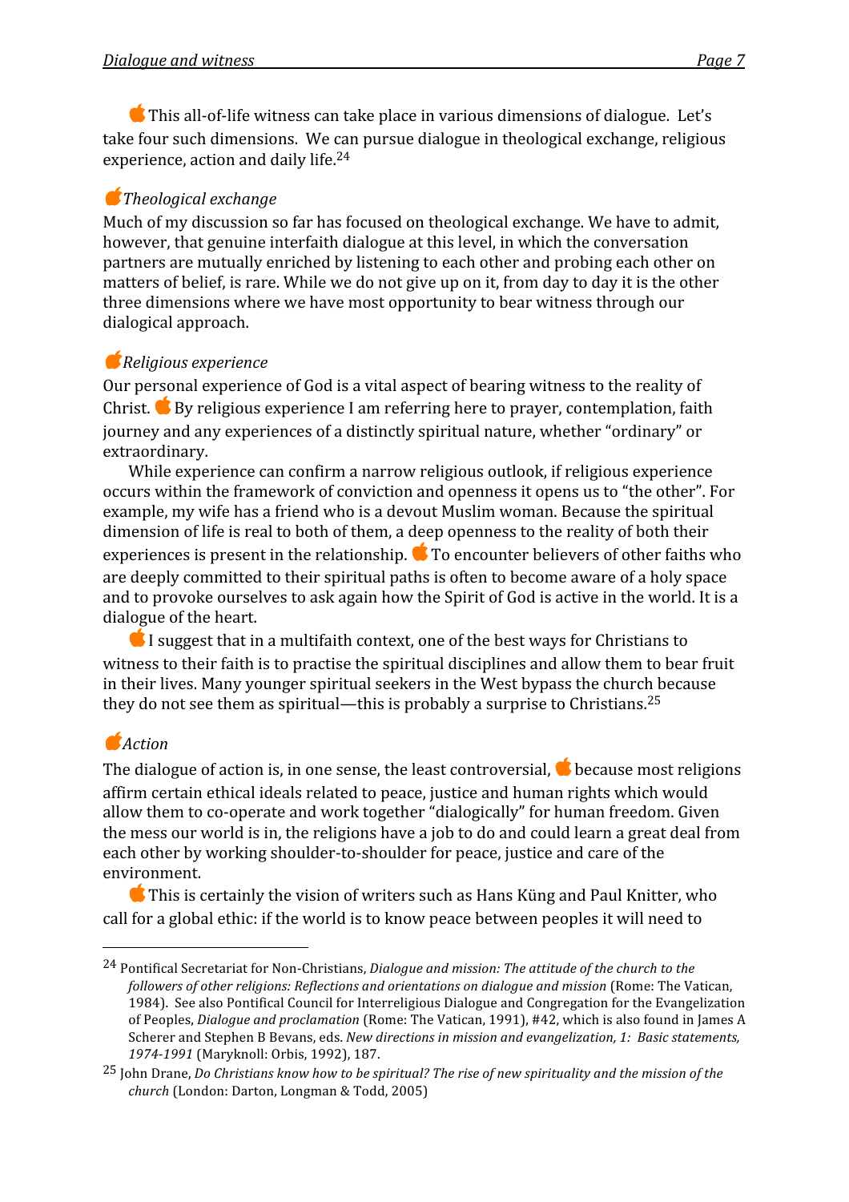This all-of-life witness can take place in various dimensions of dialogue. Let's take four such dimensions. We can pursue dialogue in theological exchange, religious experience, action and daily life.[24]

*Theological exchange*

Much of my discussion so far has focused on theological exchange. We have to admit, however, that genuine interfaith dialogue at this level, in which the conversation partners are mutually enriched by listening to each other and probing each other on matters of belief, is rare. While we do not give up on it, from day to day it is the other three dimensions where we have most opportunity to bear witness through our dialogical approach.

*Religious experience*

Our personal experience of God is a vital aspect of bearing witness to the reality of Christ. By religious experience I am referring here to prayer, contemplation, faith journey and any experiences of a distinctly spiritual nature, whether "ordinary" or extraordinary.

While experience can confirm a narrow religious outlook, if religious experience occurs within the framework of conviction and openness it opens us to "the other". For example, my wife has a friend who is a devout Muslim woman. Because the spiritual dimension of life is real to both of them, a deep openness to the reality of both their experiences is present in the relationship. To encounter believers of other faiths who are deeply committed to their spiritual paths is often to become aware of a holy space and to provoke ourselves to ask again how the Spirit of God is active in the world. It is a dialogue of the heart.

I suggest that in a multifaith context, one of the best ways for Christians to witness to their faith is to practise the spiritual disciplines and allow them to bear fruit in their lives. Many younger spiritual seekers in the West bypass the church because they do not see them as spiritual—this is probably a surprise to Christians.[25]

*Action*

The dialogue of action is, in one sense, the least controversial, because most religions affirm certain ethical ideals related to peace, justice and human rights which would allow them to co-operate and work together "dialogically" for human freedom. Given the mess our world is in, the religions have a job to do and could learn a great deal from each other by working shoulder-to-shoulder for peace, justice and care of the environment.

This is certainly the vision of writers such as Hans Küng and Paul Knitter, who call for a global ethic: if the world is to know peace between peoples it will need to

---

[24] Pontifical Secretariat for Non-Christians, *Dialogue and mission: The attitude of the church to the followers of other religions: Reflections and orientations on dialogue and mission* (Rome: The Vatican, 1984). See also Pontifical Council for Interreligious Dialogue and Congregation for the Evangelization of Peoples, *Dialogue and proclamation* (Rome: The Vatican, 1991), #42, which is also found in James A Scherer and Stephen B Bevans, eds. *New directions in mission and evangelization, 1: Basic statements, 1974-1991* (Maryknoll: Orbis, 1992), 187.

[25] John Drane, *Do Christians know how to be spiritual? The rise of new spirituality and the mission of the church* (London: Darton, Longman & Todd, 2005)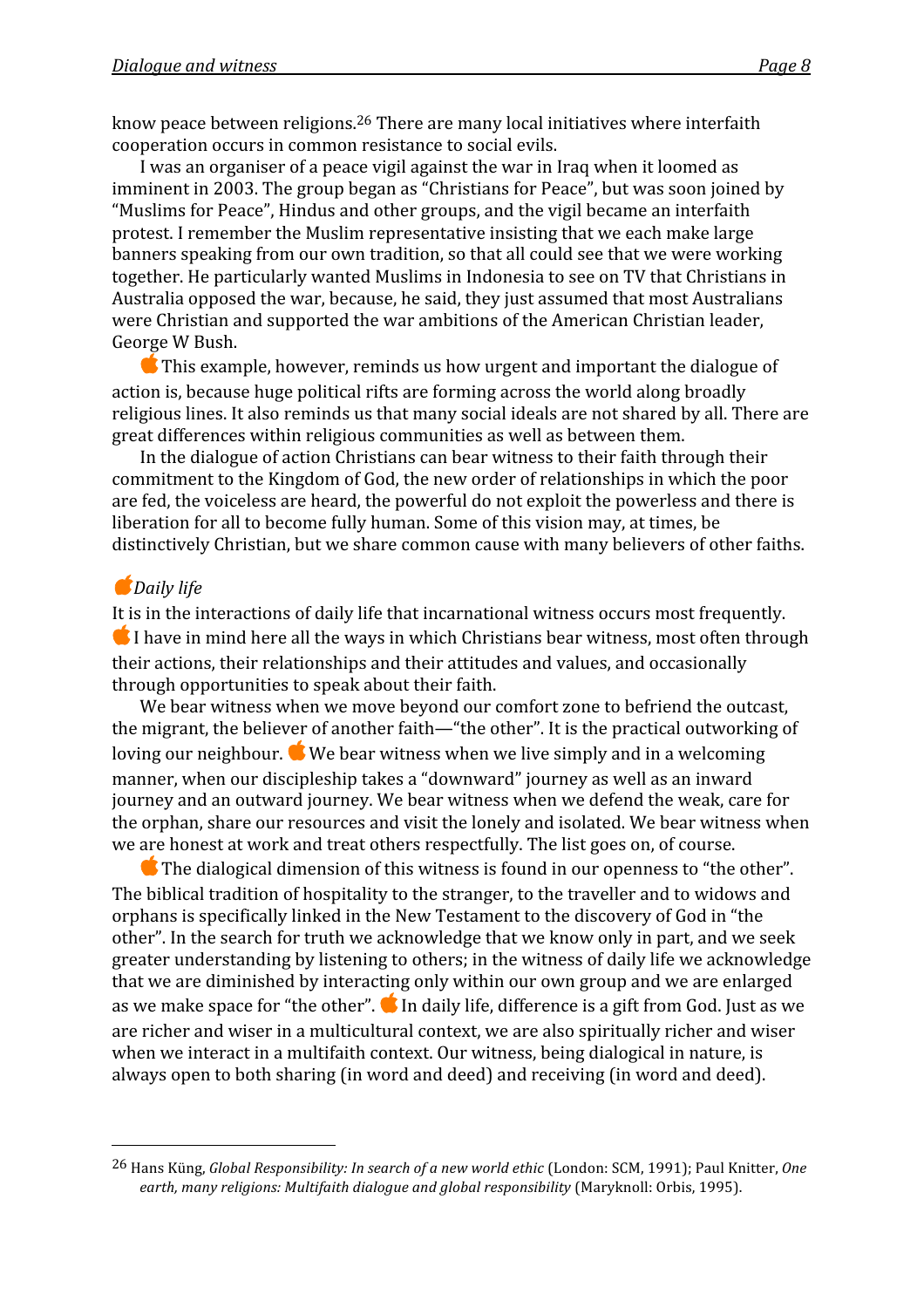know peace between religions.[26] There are many local initiatives where interfaith cooperation occurs in common resistance to social evils.

I was an organiser of a peace vigil against the war in Iraq when it loomed as imminent in 2003. The group began as "Christians for Peace", but was soon joined by "Muslims for Peace", Hindus and other groups, and the vigil became an interfaith protest. I remember the Muslim representative insisting that we each make large banners speaking from our own tradition, so that all could see that we were working together. He particularly wanted Muslims in Indonesia to see on TV that Christians in Australia opposed the war, because, he said, they just assumed that most Australians were Christian and supported the war ambitions of the American Christian leader, George W Bush.

This example, however, reminds us how urgent and important the dialogue of action is, because huge political rifts are forming across the world along broadly religious lines. It also reminds us that many social ideals are not shared by all. There are great differences within religious communities as well as between them.

In the dialogue of action Christians can bear witness to their faith through their commitment to the Kingdom of God, the new order of relationships in which the poor are fed, the voiceless are heard, the powerful do not exploit the powerless and there is liberation for all to become fully human. Some of this vision may, at times, be distinctively Christian, but we share common cause with many believers of other faiths.

### *Daily life*

It is in the interactions of daily life that incarnational witness occurs most frequently. I have in mind here all the ways in which Christians bear witness, most often through their actions, their relationships and their attitudes and values, and occasionally through opportunities to speak about their faith.

We bear witness when we move beyond our comfort zone to befriend the outcast, the migrant, the believer of another faith—"the other". It is the practical outworking of loving our neighbour. We bear witness when we live simply and in a welcoming manner, when our discipleship takes a "downward" journey as well as an inward journey and an outward journey. We bear witness when we defend the weak, care for the orphan, share our resources and visit the lonely and isolated. We bear witness when we are honest at work and treat others respectfully. The list goes on, of course.

The dialogical dimension of this witness is found in our openness to "the other". The biblical tradition of hospitality to the stranger, to the traveller and to widows and orphans is specifically linked in the New Testament to the discovery of God in "the other". In the search for truth we acknowledge that we know only in part, and we seek greater understanding by listening to others; in the witness of daily life we acknowledge that we are diminished by interacting only within our own group and we are enlarged as we make space for "the other". In daily life, difference is a gift from God. Just as we are richer and wiser in a multicultural context, we are also spiritually richer and wiser when we interact in a multifaith context. Our witness, being dialogical in nature, is always open to both sharing (in word and deed) and receiving (in word and deed).

---

[26] Hans Küng, *Global Responsibility: In search of a new world ethic* (London: SCM, 1991); Paul Knitter, *One earth, many religions: Multifaith dialogue and global responsibility* (Maryknoll: Orbis, 1995).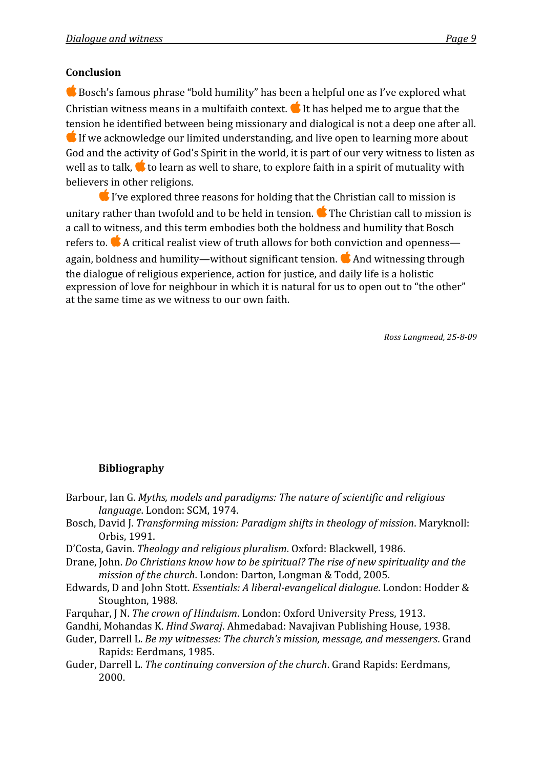## Conclusion

🍎 Bosch's famous phrase "bold humility" has been a helpful one as I've explored what Christian witness means in a multifaith context. 🍎 It has helped me to argue that the tension he identified between being missionary and dialogical is not a deep one after all. 🍎 If we acknowledge our limited understanding, and live open to learning more about God and the activity of God's Spirit in the world, it is part of our very witness to listen as well as to talk, 🍎 to learn as well to share, to explore faith in a spirit of mutuality with believers in other religions.

🍎 I've explored three reasons for holding that the Christian call to mission is unitary rather than twofold and to be held in tension. 🍎 The Christian call to mission is a call to witness, and this term embodies both the boldness and humility that Bosch refers to. 🍎 A critical realist view of truth allows for both conviction and openness—again, boldness and humility—without significant tension. 🍎 And witnessing through the dialogue of religious experience, action for justice, and daily life is a holistic expression of love for neighbour in which it is natural for us to open out to "the other" at the same time as we witness to our own faith.

*Ross Langmead, 25-8-09*

## Bibliography

Barbour, Ian G. *Myths, models and paradigms: The nature of scientific and religious language*. London: SCM, 1974.

Bosch, David J. *Transforming mission: Paradigm shifts in theology of mission*. Maryknoll: Orbis, 1991.

D'Costa, Gavin. *Theology and religious pluralism*. Oxford: Blackwell, 1986.

Drane, John. *Do Christians know how to be spiritual? The rise of new spirituality and the mission of the church*. London: Darton, Longman & Todd, 2005.

Edwards, D and John Stott. *Essentials: A liberal-evangelical dialogue*. London: Hodder & Stoughton, 1988.

Farquhar, J N. *The crown of Hinduism*. London: Oxford University Press, 1913.

Gandhi, Mohandas K. *Hind Swaraj*. Ahmedabad: Navajivan Publishing House, 1938.

Guder, Darrell L. *Be my witnesses: The church's mission, message, and messengers*. Grand Rapids: Eerdmans, 1985.

Guder, Darrell L. *The continuing conversion of the church*. Grand Rapids: Eerdmans, 2000.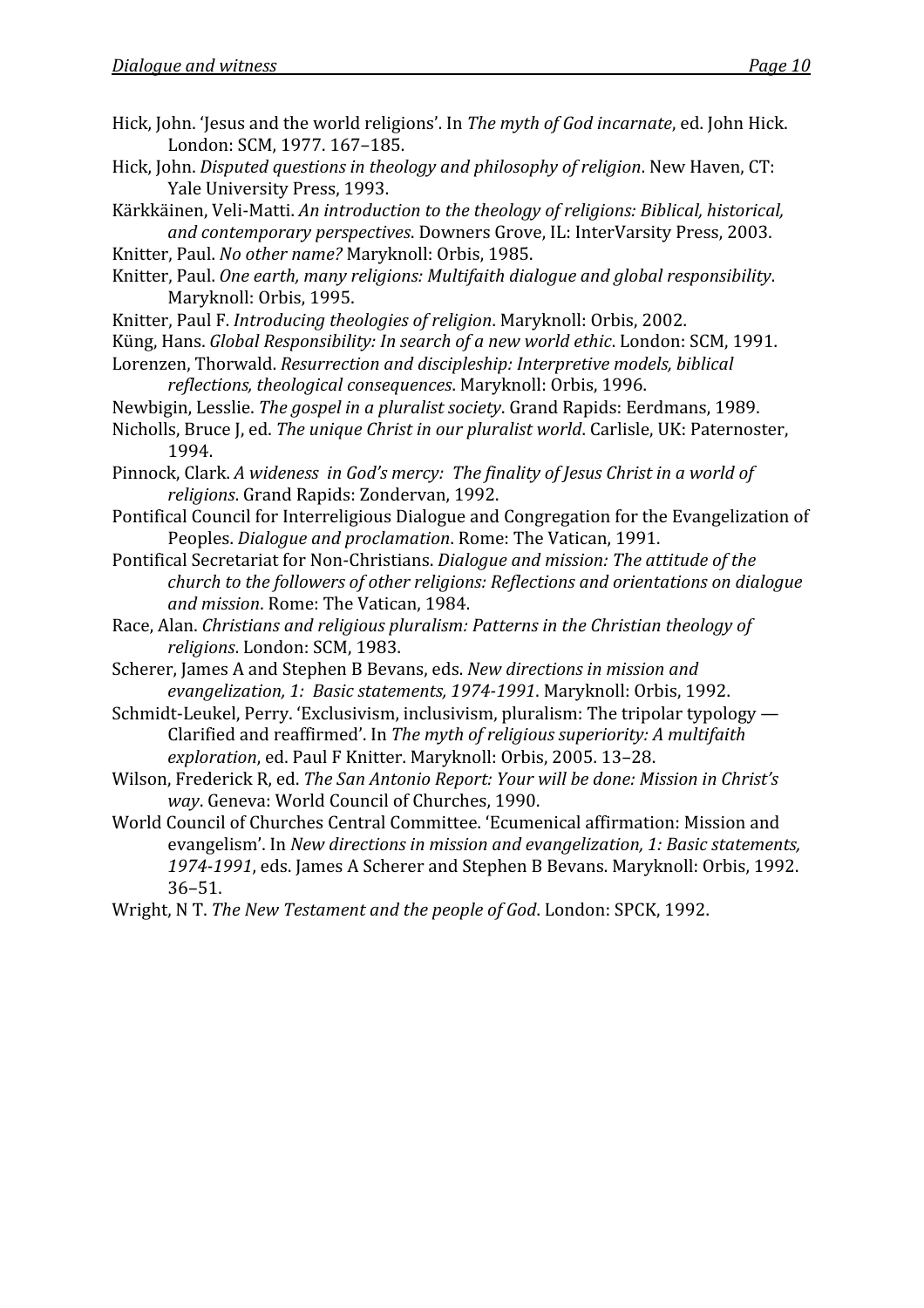Hick, John. 'Jesus and the world religions'. In *The myth of God incarnate*, ed. John Hick. London: SCM, 1977. 167–185.

Hick, John. *Disputed questions in theology and philosophy of religion*. New Haven, CT: Yale University Press, 1993.

Kärkkäinen, Veli-Matti. *An introduction to the theology of religions: Biblical, historical, and contemporary perspectives*. Downers Grove, IL: InterVarsity Press, 2003.

Knitter, Paul. *No other name?* Maryknoll: Orbis, 1985.

Knitter, Paul. *One earth, many religions: Multifaith dialogue and global responsibility*. Maryknoll: Orbis, 1995.

Knitter, Paul F. *Introducing theologies of religion*. Maryknoll: Orbis, 2002.

Küng, Hans. *Global Responsibility: In search of a new world ethic*. London: SCM, 1991.

Lorenzen, Thorwald. *Resurrection and discipleship: Interpretive models, biblical reflections, theological consequences*. Maryknoll: Orbis, 1996.

Newbigin, Lesslie. *The gospel in a pluralist society*. Grand Rapids: Eerdmans, 1989.

Nicholls, Bruce J, ed. *The unique Christ in our pluralist world*. Carlisle, UK: Paternoster, 1994.

Pinnock, Clark. *A wideness in God's mercy: The finality of Jesus Christ in a world of religions*. Grand Rapids: Zondervan, 1992.

Pontifical Council for Interreligious Dialogue and Congregation for the Evangelization of Peoples. *Dialogue and proclamation*. Rome: The Vatican, 1991.

Pontifical Secretariat for Non-Christians. *Dialogue and mission: The attitude of the church to the followers of other religions: Reflections and orientations on dialogue and mission*. Rome: The Vatican, 1984.

Race, Alan. *Christians and religious pluralism: Patterns in the Christian theology of religions*. London: SCM, 1983.

Scherer, James A and Stephen B Bevans, eds. *New directions in mission and evangelization, 1: Basic statements, 1974-1991*. Maryknoll: Orbis, 1992.

Schmidt-Leukel, Perry. 'Exclusivism, inclusivism, pluralism: The tripolar typology — Clarified and reaffirmed'. In *The myth of religious superiority: A multifaith exploration*, ed. Paul F Knitter. Maryknoll: Orbis, 2005. 13–28.

Wilson, Frederick R, ed. *The San Antonio Report: Your will be done: Mission in Christ's way*. Geneva: World Council of Churches, 1990.

World Council of Churches Central Committee. 'Ecumenical affirmation: Mission and evangelism'. In *New directions in mission and evangelization, 1: Basic statements, 1974-1991*, eds. James A Scherer and Stephen B Bevans. Maryknoll: Orbis, 1992. 36–51.

Wright, N T. *The New Testament and the people of God*. London: SPCK, 1992.